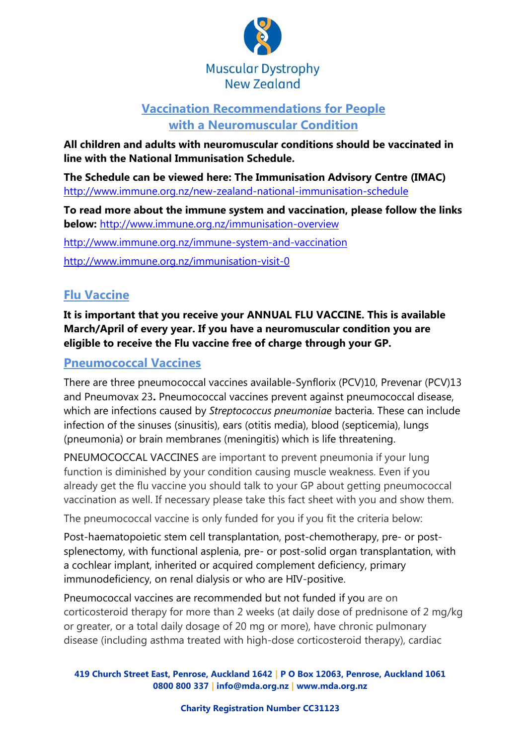Muscular Dystrophy New Zealand

# Vaccination Recommendations for People with a Neuromuscular Condition

**All children and adults with neuromuscular conditions should be vaccinated in line with the National Immunisation Schedule.**

**The Schedule can be viewed here: The Immunisation Advisory Centre (IMAC)** http://www.immune.org.nz/new-zealand-national-immunisation-schedule

**To read more about the immune system and vaccination, please follow the links below:** http://www.immune.org.nz/immunisation-overview

http://www.immune.org.nz/immune-system-and-vaccination

http://www.immune.org.nz/immunisation-visit-0

## Flu Vaccine

**It is important that you receive your ANNUAL FLU VACCINE. This is available March/April of every year. If you have a neuromuscular condition you are eligible to receive the Flu vaccine free of charge through your GP.**

## Pneumococcal Vaccines

There are three pneumococcal vaccines available-Synflorix (PCV)10, Prevenar (PCV)13 and Pneumovax 23**.** Pneumococcal vaccines prevent against pneumococcal disease, which are infections caused by *Streptococcus pneumoniae* bacteria. These can include infection of the sinuses (sinusitis), ears (otitis media), blood (septicemia), lungs (pneumonia) or brain membranes (meningitis) which is life threatening.

PNEUMOCOCCAL VACCINES are important to prevent pneumonia if your lung function is diminished by your condition causing muscle weakness. Even if you already get the flu vaccine you should talk to your GP about getting pneumococcal vaccination as well. If necessary please take this fact sheet with you and show them.

The pneumococcal vaccine is only funded for you if you fit the criteria below:

Post-haematopoietic stem cell transplantation, post-chemotherapy, pre- or post-splenectomy, with functional asplenia, pre- or post-solid organ transplantation, with a cochlear implant, inherited or acquired complement deficiency, primary immunodeficiency, on renal dialysis or who are HIV-positive.

Pneumococcal vaccines are recommended but not funded if you are on corticosteroid therapy for more than 2 weeks (at daily dose of prednisone of 2 mg/kg or greater, or a total daily dosage of 20 mg or more), have chronic pulmonary disease (including asthma treated with high-dose corticosteroid therapy), cardiac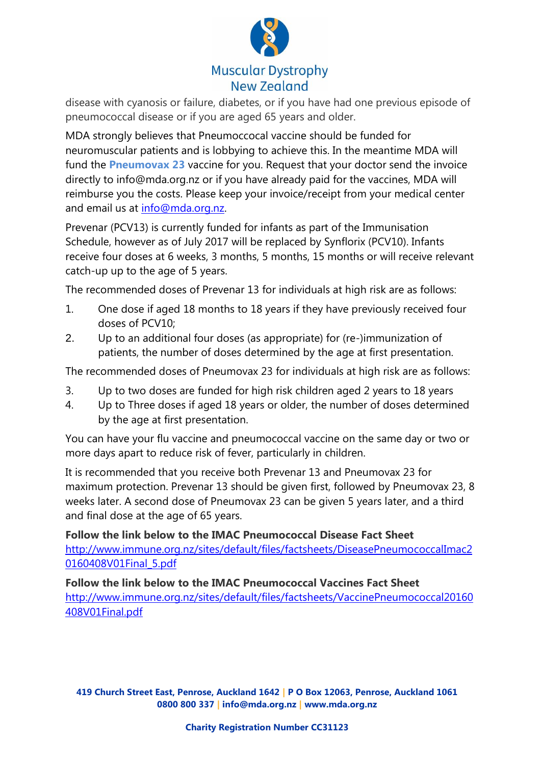disease with cyanosis or failure, diabetes, or if you have had one previous episode of pneumococcal disease or if you are aged 65 years and older.

MDA strongly believes that Pneumoccocal vaccine should be funded for neuromuscular patients and is lobbying to achieve this. In the meantime MDA will fund the **Pneumovax 23** vaccine for you. Request that your doctor send the invoice directly to info@mda.org.nz or if you have already paid for the vaccines, MDA will reimburse you the costs. Please keep your invoice/receipt from your medical center and email us at info@mda.org.nz.

Prevenar (PCV13) is currently funded for infants as part of the Immunisation Schedule, however as of July 2017 will be replaced by Synflorix (PCV10). Infants receive four doses at 6 weeks, 3 months, 5 months, 15 months or will receive relevant catch-up up to the age of 5 years.

The recommended doses of Prevenar 13 for individuals at high risk are as follows:

1. One dose if aged 18 months to 18 years if they have previously received four doses of PCV10;
2. Up to an additional four doses (as appropriate) for (re-)immunization of patients, the number of doses determined by the age at first presentation.

The recommended doses of Pneumovax 23 for individuals at high risk are as follows:

3. Up to two doses are funded for high risk children aged 2 years to 18 years
4. Up to Three doses if aged 18 years or older, the number of doses determined by the age at first presentation.

You can have your flu vaccine and pneumococcal vaccine on the same day or two or more days apart to reduce risk of fever, particularly in children.

It is recommended that you receive both Prevenar 13 and Pneumovax 23 for maximum protection. Prevenar 13 should be given first, followed by Pneumovax 23, 8 weeks later. A second dose of Pneumovax 23 can be given 5 years later, and a third and final dose at the age of 65 years.

**Follow the link below to the IMAC Pneumococcal Disease Fact Sheet**
http://www.immune.org.nz/sites/default/files/factsheets/DiseasePneumococcalImac20160408V01Final_5.pdf

**Follow the link below to the IMAC Pneumococcal Vaccines Fact Sheet**
http://www.immune.org.nz/sites/default/files/factsheets/VaccinePneumococcal20160408V01Final.pdf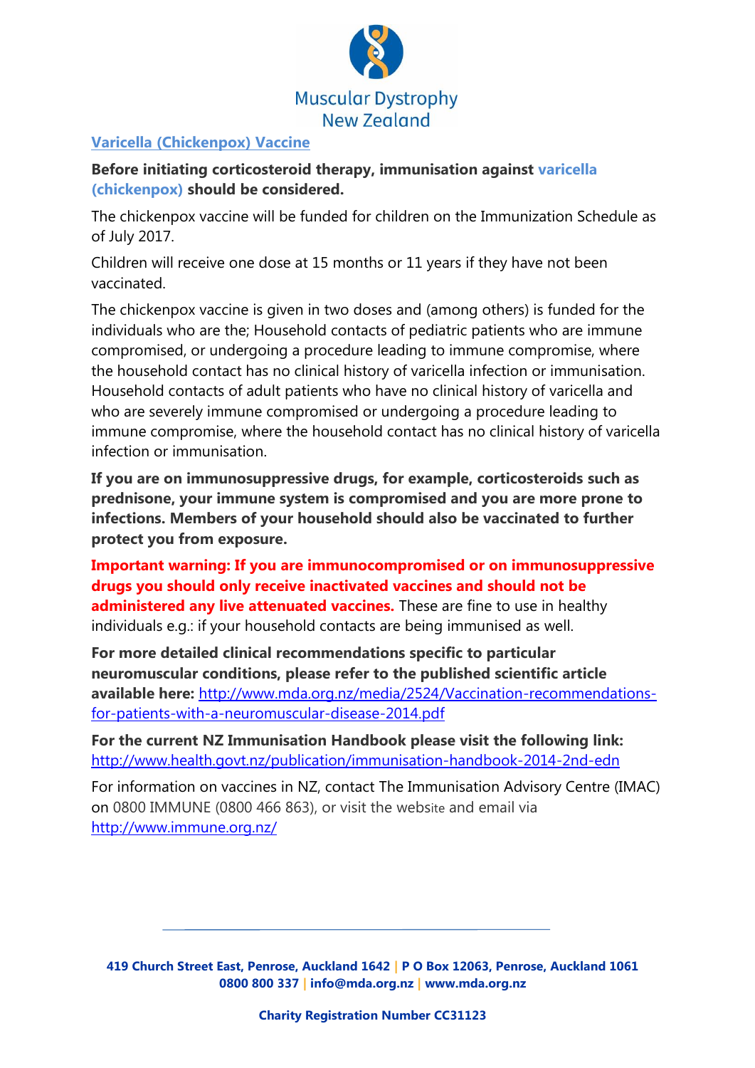## Varicella (Chickenpox) Vaccine

**Before initiating corticosteroid therapy, immunisation against varicella (chickenpox) should be considered.**

The chickenpox vaccine will be funded for children on the Immunization Schedule as of July 2017.

Children will receive one dose at 15 months or 11 years if they have not been vaccinated.

The chickenpox vaccine is given in two doses and (among others) is funded for the individuals who are the; Household contacts of pediatric patients who are immune compromised, or undergoing a procedure leading to immune compromise, where the household contact has no clinical history of varicella infection or immunisation. Household contacts of adult patients who have no clinical history of varicella and who are severely immune compromised or undergoing a procedure leading to immune compromise, where the household contact has no clinical history of varicella infection or immunisation.

**If you are on immunosuppressive drugs, for example, corticosteroids such as prednisone, your immune system is compromised and you are more prone to infections. Members of your household should also be vaccinated to further protect you from exposure.**

**Important warning: If you are immunocompromised or on immunosuppressive drugs you should only receive inactivated vaccines and should not be administered any live attenuated vaccines.** These are fine to use in healthy individuals e.g.: if your household contacts are being immunised as well.

**For more detailed clinical recommendations specific to particular neuromuscular conditions, please refer to the published scientific article available here:** http://www.mda.org.nz/media/2524/Vaccination-recommendations-for-patients-with-a-neuromuscular-disease-2014.pdf

**For the current NZ Immunisation Handbook please visit the following link:** http://www.health.govt.nz/publication/immunisation-handbook-2014-2nd-edn

For information on vaccines in NZ, contact The Immunisation Advisory Centre (IMAC) on 0800 IMMUNE (0800 466 863), or visit the website and email via http://www.immune.org.nz/